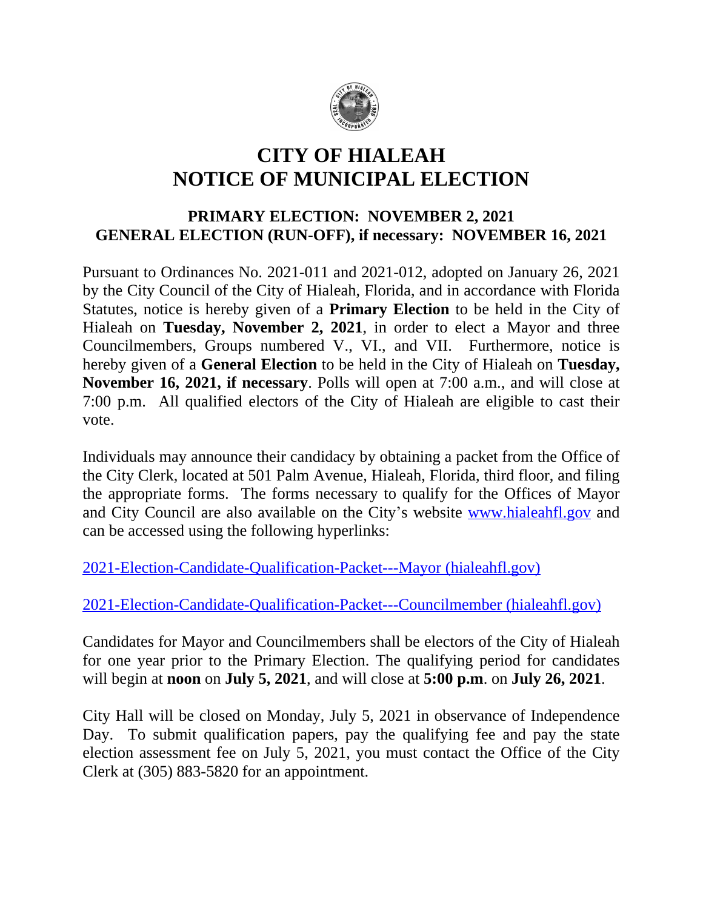# CITY OF HIALEAH
# NOTICE OF MUNICIPAL ELECTION

## PRIMARY ELECTION: NOVEMBER 2, 2021
## GENERAL ELECTION (RUN-OFF), if necessary: NOVEMBER 16, 2021

Pursuant to Ordinances No. 2021-011 and 2021-012, adopted on January 26, 2021 by the City Council of the City of Hialeah, Florida, and in accordance with Florida Statutes, notice is hereby given of a **Primary Election** to be held in the City of Hialeah on **Tuesday, November 2, 2021**, in order to elect a Mayor and three Councilmembers, Groups numbered V., VI., and VII. Furthermore, notice is hereby given of a **General Election** to be held in the City of Hialeah on **Tuesday, November 16, 2021, if necessary**. Polls will open at 7:00 a.m., and will close at 7:00 p.m. All qualified electors of the City of Hialeah are eligible to cast their vote.

Individuals may announce their candidacy by obtaining a packet from the Office of the City Clerk, located at 501 Palm Avenue, Hialeah, Florida, third floor, and filing the appropriate forms. The forms necessary to qualify for the Offices of Mayor and City Council are also available on the City's website www.hialeahfl.gov and can be accessed using the following hyperlinks:

2021-Election-Candidate-Qualification-Packet---Mayor (hialeahfl.gov)

2021-Election-Candidate-Qualification-Packet---Councilmember (hialeahfl.gov)

Candidates for Mayor and Councilmembers shall be electors of the City of Hialeah for one year prior to the Primary Election. The qualifying period for candidates will begin at **noon** on **July 5, 2021**, and will close at **5:00 p.m**. on **July 26, 2021**.

City Hall will be closed on Monday, July 5, 2021 in observance of Independence Day. To submit qualification papers, pay the qualifying fee and pay the state election assessment fee on July 5, 2021, you must contact the Office of the City Clerk at (305) 883-5820 for an appointment.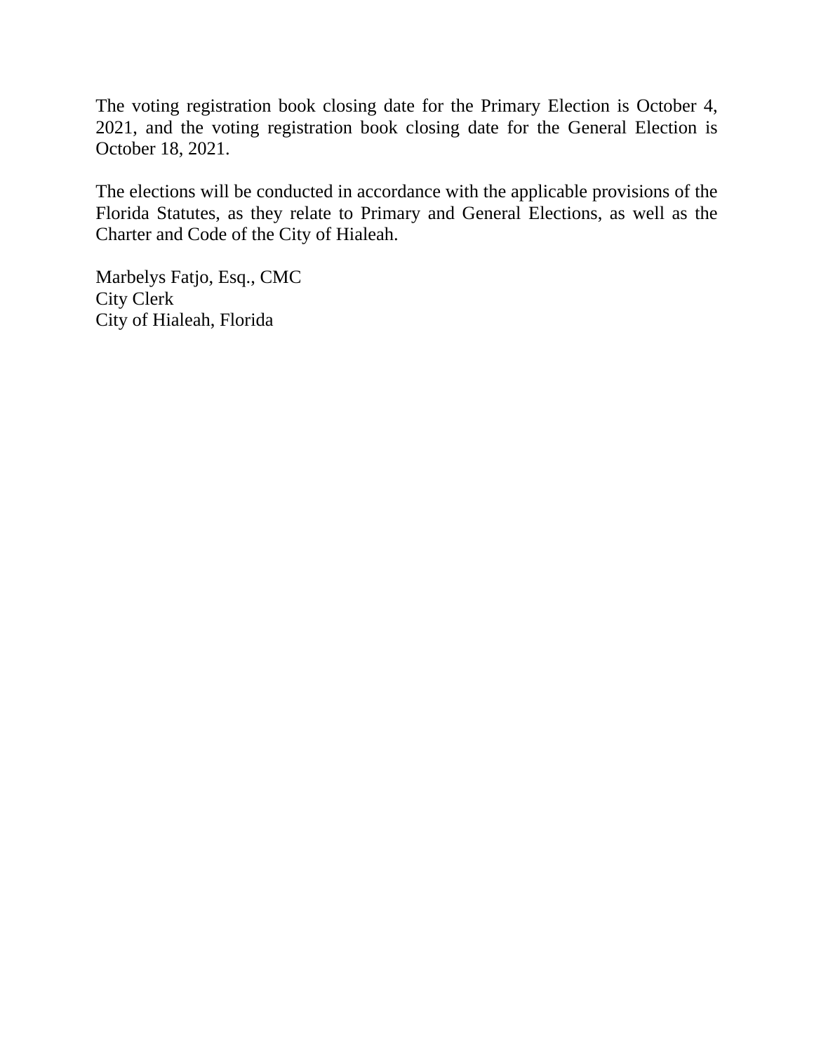The voting registration book closing date for the Primary Election is October 4, 2021, and the voting registration book closing date for the General Election is October 18, 2021.

The elections will be conducted in accordance with the applicable provisions of the Florida Statutes, as they relate to Primary and General Elections, as well as the Charter and Code of the City of Hialeah.

Marbelys Fatjo, Esq., CMC
City Clerk
City of Hialeah, Florida